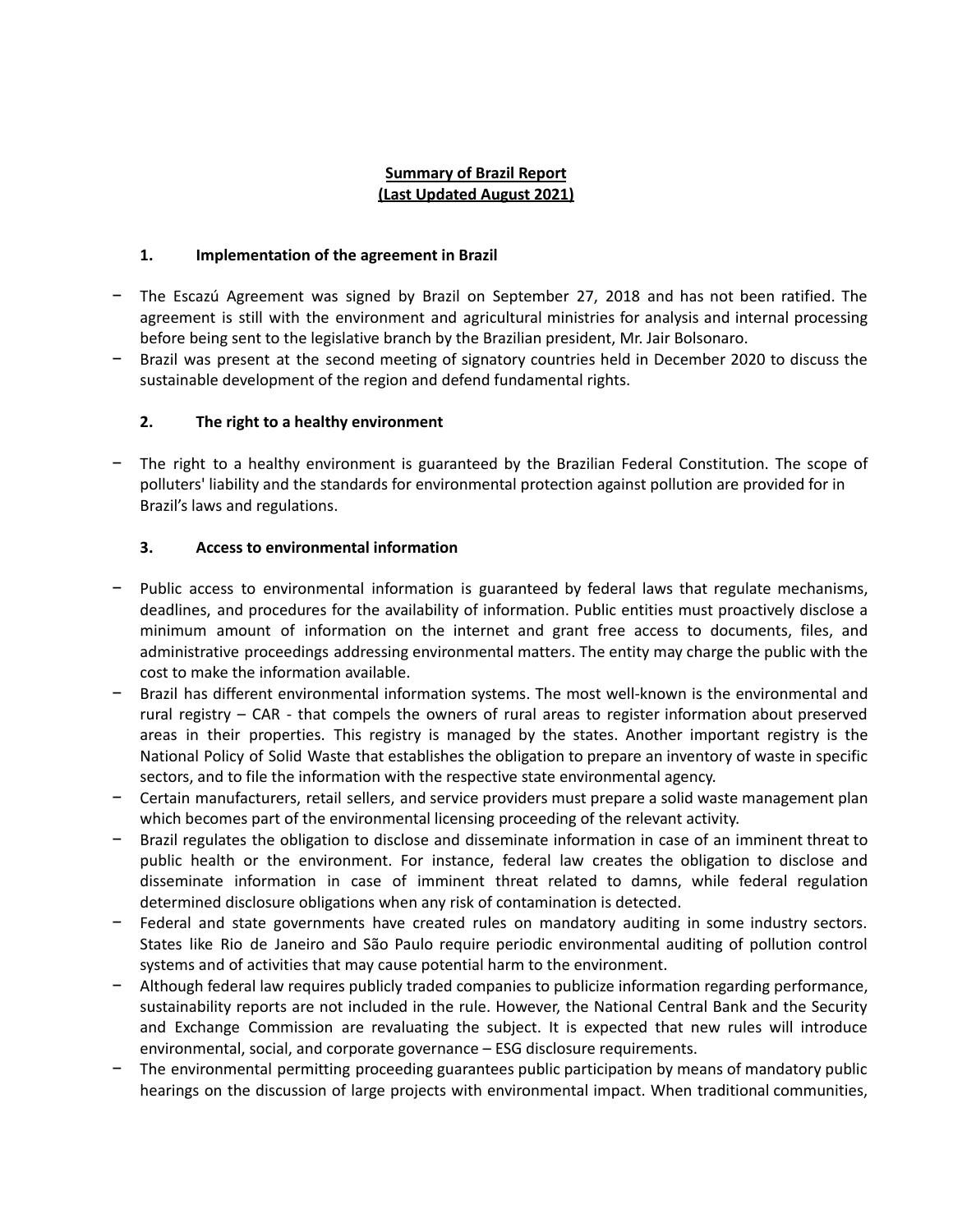**Summary of Brazil Report**
**(Last Updated August 2021)**

## 1. Implementation of the agreement in Brazil

- The Escazú Agreement was signed by Brazil on September 27, 2018 and has not been ratified. The agreement is still with the environment and agricultural ministries for analysis and internal processing before being sent to the legislative branch by the Brazilian president, Mr. Jair Bolsonaro.
- Brazil was present at the second meeting of signatory countries held in December 2020 to discuss the sustainable development of the region and defend fundamental rights.

## 2. The right to a healthy environment

- The right to a healthy environment is guaranteed by the Brazilian Federal Constitution. The scope of polluters' liability and the standards for environmental protection against pollution are provided for in Brazil's laws and regulations.

## 3. Access to environmental information

- Public access to environmental information is guaranteed by federal laws that regulate mechanisms, deadlines, and procedures for the availability of information. Public entities must proactively disclose a minimum amount of information on the internet and grant free access to documents, files, and administrative proceedings addressing environmental matters. The entity may charge the public with the cost to make the information available.
- Brazil has different environmental information systems. The most well-known is the environmental and rural registry – CAR - that compels the owners of rural areas to register information about preserved areas in their properties. This registry is managed by the states. Another important registry is the National Policy of Solid Waste that establishes the obligation to prepare an inventory of waste in specific sectors, and to file the information with the respective state environmental agency.
- Certain manufacturers, retail sellers, and service providers must prepare a solid waste management plan which becomes part of the environmental licensing proceeding of the relevant activity.
- Brazil regulates the obligation to disclose and disseminate information in case of an imminent threat to public health or the environment. For instance, federal law creates the obligation to disclose and disseminate information in case of imminent threat related to damns, while federal regulation determined disclosure obligations when any risk of contamination is detected.
- Federal and state governments have created rules on mandatory auditing in some industry sectors. States like Rio de Janeiro and São Paulo require periodic environmental auditing of pollution control systems and of activities that may cause potential harm to the environment.
- Although federal law requires publicly traded companies to publicize information regarding performance, sustainability reports are not included in the rule. However, the National Central Bank and the Security and Exchange Commission are revaluating the subject. It is expected that new rules will introduce environmental, social, and corporate governance – ESG disclosure requirements.
- The environmental permitting proceeding guarantees public participation by means of mandatory public hearings on the discussion of large projects with environmental impact. When traditional communities,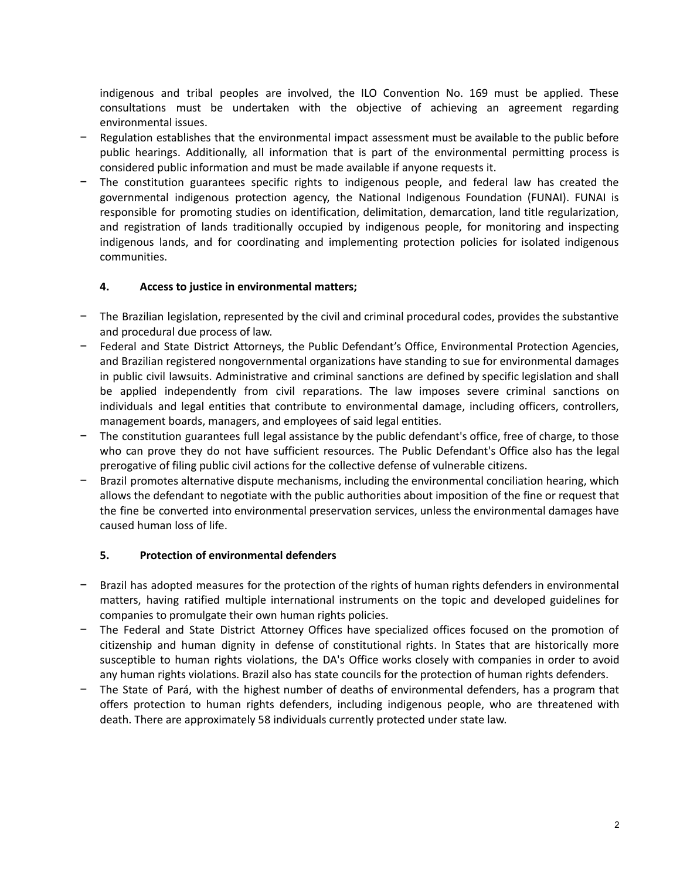indigenous and tribal peoples are involved, the ILO Convention No. 169 must be applied. These consultations must be undertaken with the objective of achieving an agreement regarding environmental issues.

- Regulation establishes that the environmental impact assessment must be available to the public before public hearings. Additionally, all information that is part of the environmental permitting process is considered public information and must be made available if anyone requests it.
- The constitution guarantees specific rights to indigenous people, and federal law has created the governmental indigenous protection agency, the National Indigenous Foundation (FUNAI). FUNAI is responsible for promoting studies on identification, delimitation, demarcation, land title regularization, and registration of lands traditionally occupied by indigenous people, for monitoring and inspecting indigenous lands, and for coordinating and implementing protection policies for isolated indigenous communities.

### 4. Access to justice in environmental matters;

- The Brazilian legislation, represented by the civil and criminal procedural codes, provides the substantive and procedural due process of law.
- Federal and State District Attorneys, the Public Defendant's Office, Environmental Protection Agencies, and Brazilian registered nongovernmental organizations have standing to sue for environmental damages in public civil lawsuits. Administrative and criminal sanctions are defined by specific legislation and shall be applied independently from civil reparations. The law imposes severe criminal sanctions on individuals and legal entities that contribute to environmental damage, including officers, controllers, management boards, managers, and employees of said legal entities.
- The constitution guarantees full legal assistance by the public defendant's office, free of charge, to those who can prove they do not have sufficient resources. The Public Defendant's Office also has the legal prerogative of filing public civil actions for the collective defense of vulnerable citizens.
- Brazil promotes alternative dispute mechanisms, including the environmental conciliation hearing, which allows the defendant to negotiate with the public authorities about imposition of the fine or request that the fine be converted into environmental preservation services, unless the environmental damages have caused human loss of life.

### 5. Protection of environmental defenders

- Brazil has adopted measures for the protection of the rights of human rights defenders in environmental matters, having ratified multiple international instruments on the topic and developed guidelines for companies to promulgate their own human rights policies.
- The Federal and State District Attorney Offices have specialized offices focused on the promotion of citizenship and human dignity in defense of constitutional rights. In States that are historically more susceptible to human rights violations, the DA's Office works closely with companies in order to avoid any human rights violations. Brazil also has state councils for the protection of human rights defenders.
- The State of Pará, with the highest number of deaths of environmental defenders, has a program that offers protection to human rights defenders, including indigenous people, who are threatened with death. There are approximately 58 individuals currently protected under state law.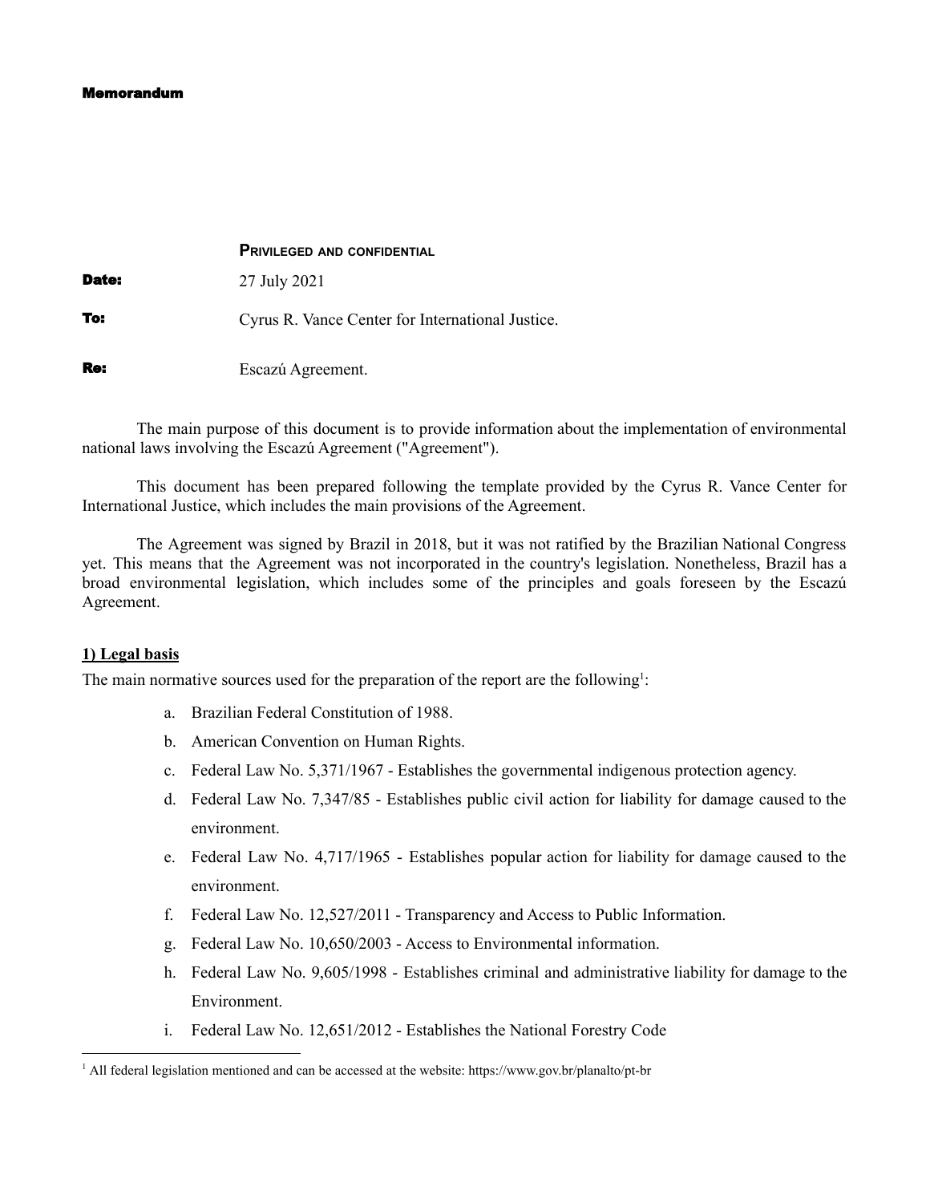**Memorandum**

**PRIVILEGED AND CONFIDENTIAL**

**Date:** 27 July 2021

**To:** Cyrus R. Vance Center for International Justice.

**Re:** Escazú Agreement.

The main purpose of this document is to provide information about the implementation of environmental national laws involving the Escazú Agreement ("Agreement").

This document has been prepared following the template provided by the Cyrus R. Vance Center for International Justice, which includes the main provisions of the Agreement.

The Agreement was signed by Brazil in 2018, but it was not ratified by the Brazilian National Congress yet. This means that the Agreement was not incorporated in the country's legislation. Nonetheless, Brazil has a broad environmental legislation, which includes some of the principles and goals foreseen by the Escazú Agreement.

**1) Legal basis**

The main normative sources used for the preparation of the report are the following[1]:

a. Brazilian Federal Constitution of 1988.
b. American Convention on Human Rights.
c. Federal Law No. 5,371/1967 - Establishes the governmental indigenous protection agency.
d. Federal Law No. 7,347/85 - Establishes public civil action for liability for damage caused to the environment.
e. Federal Law No. 4,717/1965 - Establishes popular action for liability for damage caused to the environment.
f. Federal Law No. 12,527/2011 - Transparency and Access to Public Information.
g. Federal Law No. 10,650/2003 - Access to Environmental information.
h. Federal Law No. 9,605/1998 - Establishes criminal and administrative liability for damage to the Environment.
i. Federal Law No. 12,651/2012 - Establishes the National Forestry Code

[1] All federal legislation mentioned and can be accessed at the website: https://www.gov.br/planalto/pt-br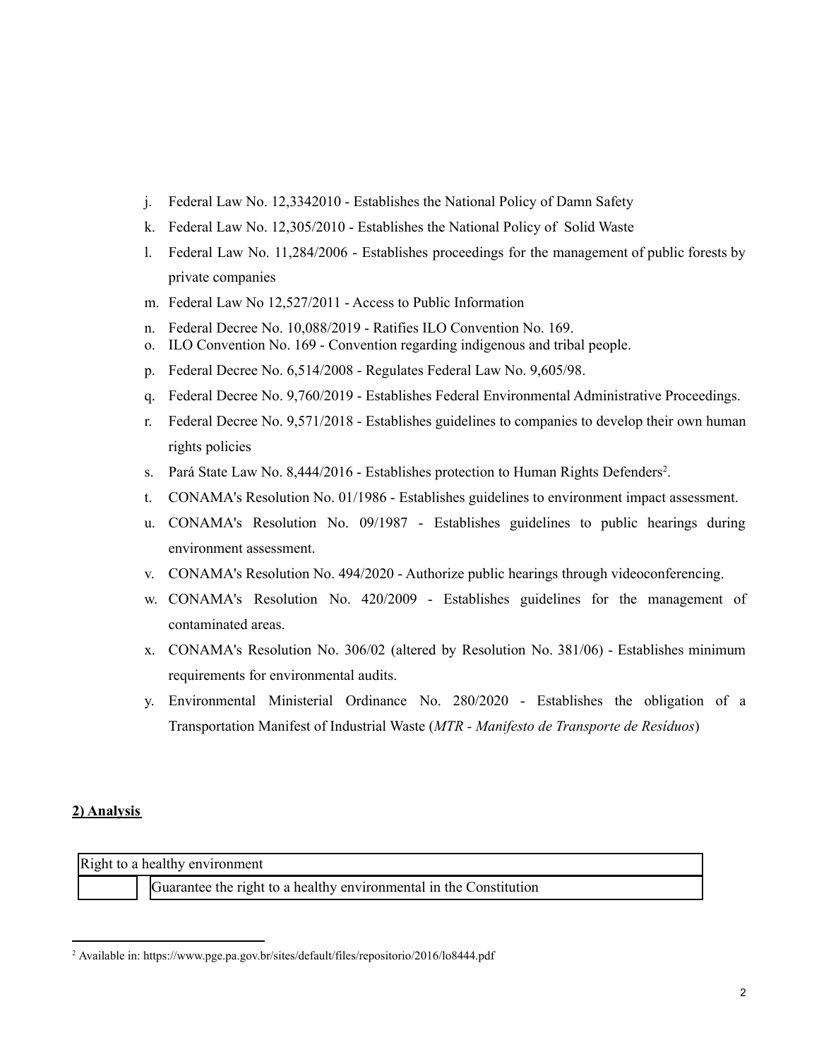j. Federal Law No. 12,3342010 - Establishes the National Policy of Damn Safety
k. Federal Law No. 12,305/2010 - Establishes the National Policy of Solid Waste
l. Federal Law No. 11,284/2006 - Establishes proceedings for the management of public forests by private companies
m. Federal Law No 12,527/2011 - Access to Public Information
n. Federal Decree No. 10,088/2019 - Ratifies ILO Convention No. 169.
o. ILO Convention No. 169 - Convention regarding indigenous and tribal people.
p. Federal Decree No. 6,514/2008 - Regulates Federal Law No. 9,605/98.
q. Federal Decree No. 9,760/2019 - Establishes Federal Environmental Administrative Proceedings.
r. Federal Decree No. 9,571/2018 - Establishes guidelines to companies to develop their own human rights policies
s. Pará State Law No. 8,444/2016 - Establishes protection to Human Rights Defenders[2].
t. CONAMA's Resolution No. 01/1986 - Establishes guidelines to environment impact assessment.
u. CONAMA's Resolution No. 09/1987 - Establishes guidelines to public hearings during environment assessment.
v. CONAMA's Resolution No. 494/2020 - Authorize public hearings through videoconferencing.
w. CONAMA's Resolution No. 420/2009 - Establishes guidelines for the management of contaminated areas.
x. CONAMA's Resolution No. 306/02 (altered by Resolution No. 381/06) - Establishes minimum requirements for environmental audits.
y. Environmental Ministerial Ordinance No. 280/2020 - Establishes the obligation of a Transportation Manifest of Industrial Waste (*MTR - Manifesto de Transporte de Resíduos*)

## 2) Analysis

| Right to a healthy environment | |
|---|---|
| | Guarantee the right to a healthy environmental in the Constitution |

[2] Available in: https://www.pge.pa.gov.br/sites/default/files/repositorio/2016/lo8444.pdf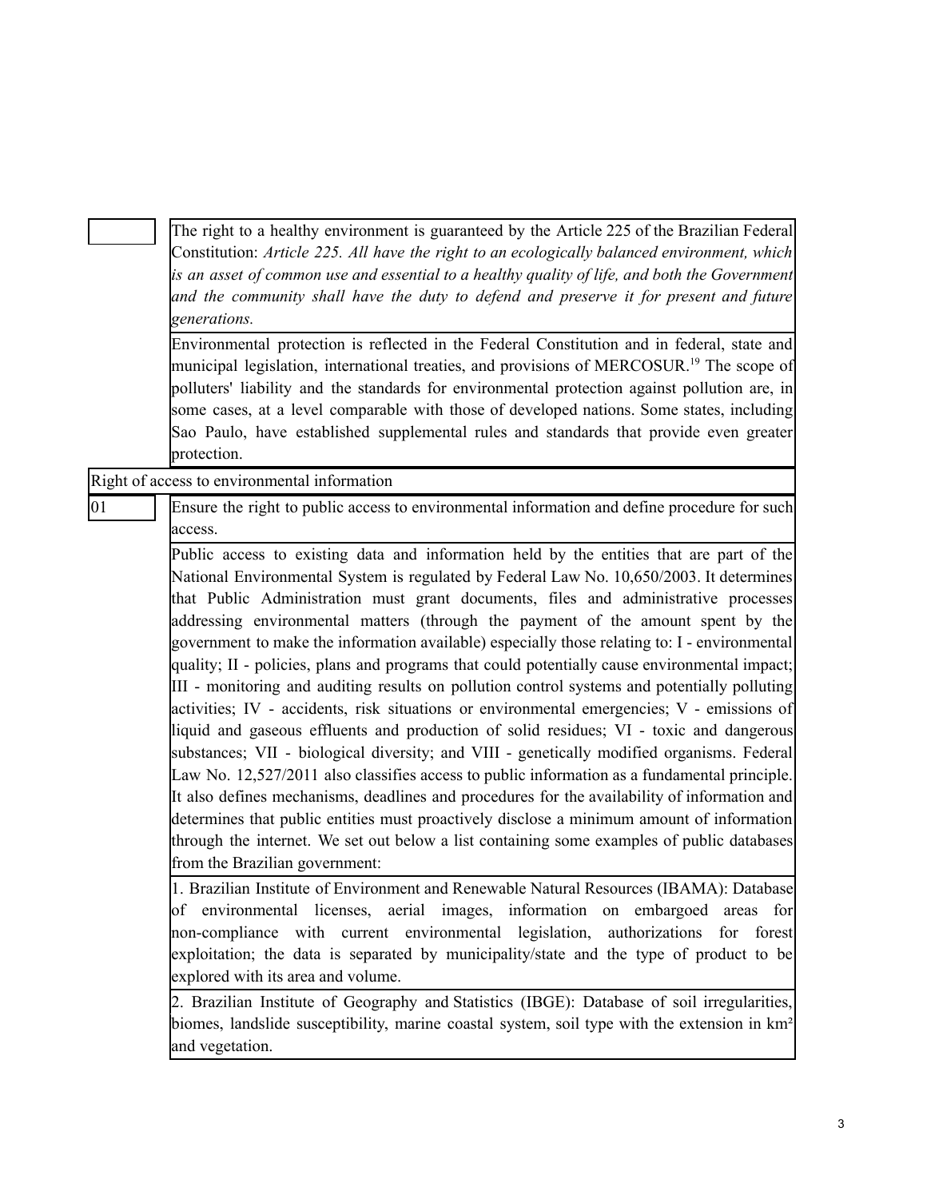| | |
|---|---|
| | The right to a healthy environment is guaranteed by the Article 225 of the Brazilian Federal Constitution: *Article 225. All have the right to an ecologically balanced environment, which is an asset of common use and essential to a healthy quality of life, and both the Government and the community shall have the duty to defend and preserve it for present and future generations.* |
| | Environmental protection is reflected in the Federal Constitution and in federal, state and municipal legislation, international treaties, and provisions of MERCOSUR.[19] The scope of polluters' liability and the standards for environmental protection against pollution are, in some cases, at a level comparable with those of developed nations. Some states, including Sao Paulo, have established supplemental rules and standards that provide even greater protection. |
| Right of access to environmental information | |
| 01 | Ensure the right to public access to environmental information and define procedure for such access. |
| | Public access to existing data and information held by the entities that are part of the National Environmental System is regulated by Federal Law No. 10,650/2003. It determines that Public Administration must grant documents, files and administrative processes addressing environmental matters (through the payment of the amount spent by the government to make the information available) especially those relating to: I - environmental quality; II - policies, plans and programs that could potentially cause environmental impact; III - monitoring and auditing results on pollution control systems and potentially polluting activities; IV - accidents, risk situations or environmental emergencies; V - emissions of liquid and gaseous effluents and production of solid residues; VI - toxic and dangerous substances; VII - biological diversity; and VIII - genetically modified organisms. Federal Law No. 12,527/2011 also classifies access to public information as a fundamental principle. It also defines mechanisms, deadlines and procedures for the availability of information and determines that public entities must proactively disclose a minimum amount of information through the internet. We set out below a list containing some examples of public databases from the Brazilian government: |
| | 1. Brazilian Institute of Environment and Renewable Natural Resources (IBAMA): Database of environmental licenses, aerial images, information on embargoed areas for non-compliance with current environmental legislation, authorizations for forest exploitation; the data is separated by municipality/state and the type of product to be explored with its area and volume. |
| | 2. Brazilian Institute of Geography and Statistics (IBGE): Database of soil irregularities, biomes, landslide susceptibility, marine coastal system, soil type with the extension in km² and vegetation. |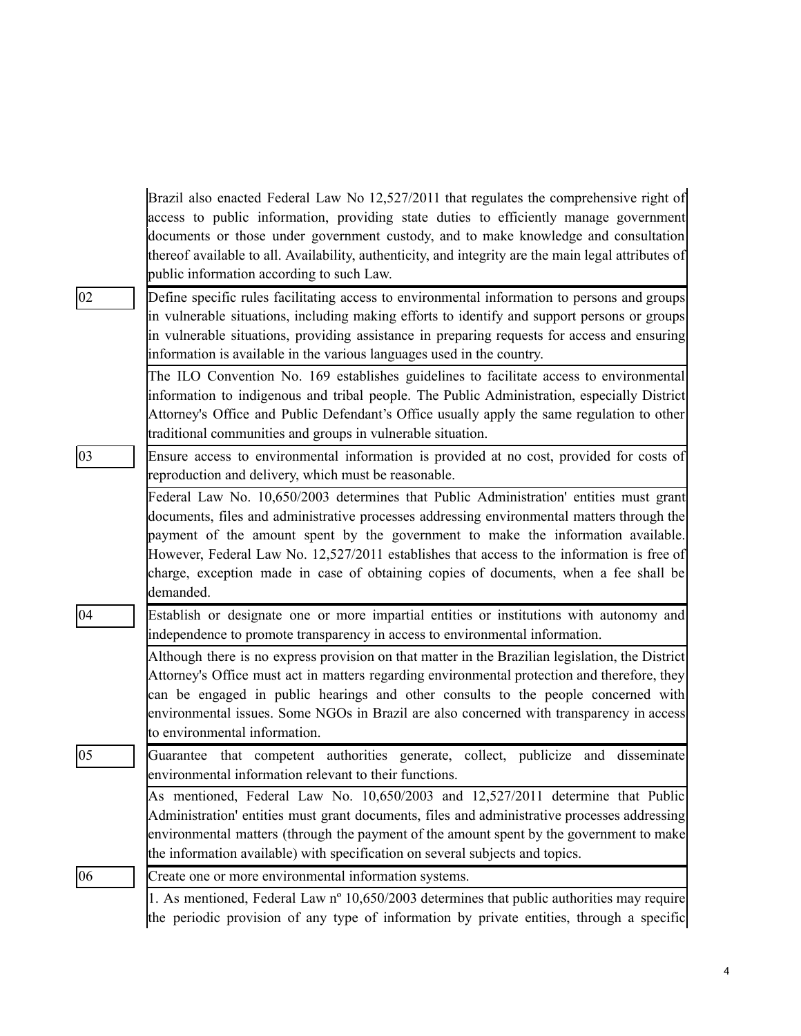|  |  |
|---|---|
|  | Brazil also enacted Federal Law No 12,527/2011 that regulates the comprehensive right of access to public information, providing state duties to efficiently manage government documents or those under government custody, and to make knowledge and consultation thereof available to all. Availability, authenticity, and integrity are the main legal attributes of public information according to such Law. |
| 02 | Define specific rules facilitating access to environmental information to persons and groups in vulnerable situations, including making efforts to identify and support persons or groups in vulnerable situations, providing assistance in preparing requests for access and ensuring information is available in the various languages used in the country. |
|  | The ILO Convention No. 169 establishes guidelines to facilitate access to environmental information to indigenous and tribal people. The Public Administration, especially District Attorney's Office and Public Defendant's Office usually apply the same regulation to other traditional communities and groups in vulnerable situation. |
| 03 | Ensure access to environmental information is provided at no cost, provided for costs of reproduction and delivery, which must be reasonable. |
|  | Federal Law No. 10,650/2003 determines that Public Administration' entities must grant documents, files and administrative processes addressing environmental matters through the payment of the amount spent by the government to make the information available. However, Federal Law No. 12,527/2011 establishes that access to the information is free of charge, exception made in case of obtaining copies of documents, when a fee shall be demanded. |
| 04 | Establish or designate one or more impartial entities or institutions with autonomy and independence to promote transparency in access to environmental information. |
|  | Although there is no express provision on that matter in the Brazilian legislation, the District Attorney's Office must act in matters regarding environmental protection and therefore, they can be engaged in public hearings and other consults to the people concerned with environmental issues. Some NGOs in Brazil are also concerned with transparency in access to environmental information. |
| 05 | Guarantee that competent authorities generate, collect, publicize and disseminate environmental information relevant to their functions. |
|  | As mentioned, Federal Law No. 10,650/2003 and 12,527/2011 determine that Public Administration' entities must grant documents, files and administrative processes addressing environmental matters (through the payment of the amount spent by the government to make the information available) with specification on several subjects and topics. |
| 06 | Create one or more environmental information systems. |
|  | 1. As mentioned, Federal Law nº 10,650/2003 determines that public authorities may require the periodic provision of any type of information by private entities, through a specific |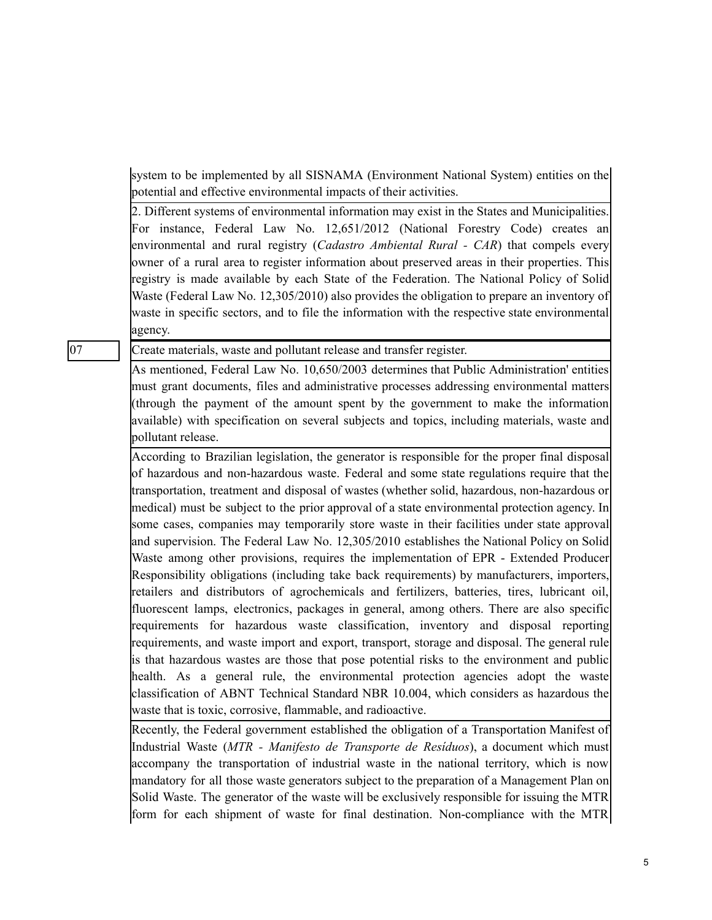system to be implemented by all SISNAMA (Environment National System) entities on the potential and effective environmental impacts of their activities.

2. Different systems of environmental information may exist in the States and Municipalities. For instance, Federal Law No. 12,651/2012 (National Forestry Code) creates an environmental and rural registry (*Cadastro Ambiental Rural - CAR*) that compels every owner of a rural area to register information about preserved areas in their properties. This registry is made available by each State of the Federation. The National Policy of Solid Waste (Federal Law No. 12,305/2010) also provides the obligation to prepare an inventory of waste in specific sectors, and to file the information with the respective state environmental agency.

| | |
|---|---|
| 07 | Create materials, waste and pollutant release and transfer register. |
| | As mentioned, Federal Law No. 10,650/2003 determines that Public Administration' entities must grant documents, files and administrative processes addressing environmental matters (through the payment of the amount spent by the government to make the information available) with specification on several subjects and topics, including materials, waste and pollutant release. |
| | According to Brazilian legislation, the generator is responsible for the proper final disposal of hazardous and non-hazardous waste. Federal and some state regulations require that the transportation, treatment and disposal of wastes (whether solid, hazardous, non-hazardous or medical) must be subject to the prior approval of a state environmental protection agency. In some cases, companies may temporarily store waste in their facilities under state approval and supervision. The Federal Law No. 12,305/2010 establishes the National Policy on Solid Waste among other provisions, requires the implementation of EPR - Extended Producer Responsibility obligations (including take back requirements) by manufacturers, importers, retailers and distributors of agrochemicals and fertilizers, batteries, tires, lubricant oil, fluorescent lamps, electronics, packages in general, among others. There are also specific requirements for hazardous waste classification, inventory and disposal reporting requirements, and waste import and export, transport, storage and disposal. The general rule is that hazardous wastes are those that pose potential risks to the environment and public health. As a general rule, the environmental protection agencies adopt the waste classification of ABNT Technical Standard NBR 10.004, which considers as hazardous the waste that is toxic, corrosive, flammable, and radioactive. |
| | Recently, the Federal government established the obligation of a Transportation Manifest of Industrial Waste (*MTR - Manifesto de Transporte de Resíduos*), a document which must accompany the transportation of industrial waste in the national territory, which is now mandatory for all those waste generators subject to the preparation of a Management Plan on Solid Waste. The generator of the waste will be exclusively responsible for issuing the MTR form for each shipment of waste for final destination. Non-compliance with the MTR |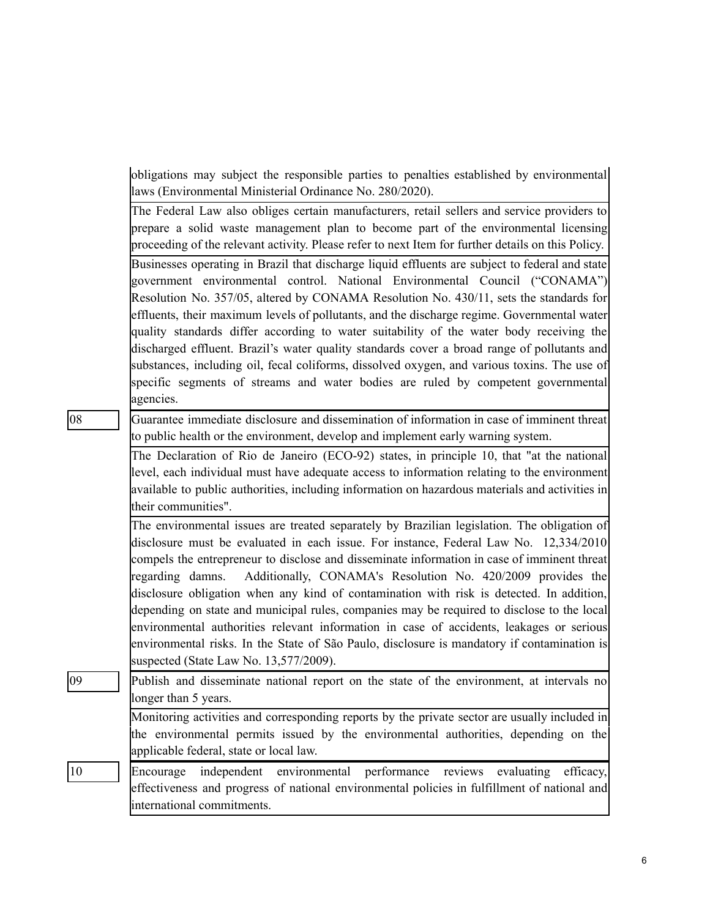| | |
|---|---|
| | obligations may subject the responsible parties to penalties established by environmental laws (Environmental Ministerial Ordinance No. 280/2020). |
| | The Federal Law also obliges certain manufacturers, retail sellers and service providers to prepare a solid waste management plan to become part of the environmental licensing proceeding of the relevant activity. Please refer to next Item for further details on this Policy. |
| | Businesses operating in Brazil that discharge liquid effluents are subject to federal and state government environmental control. National Environmental Council ("CONAMA") Resolution No. 357/05, altered by CONAMA Resolution No. 430/11, sets the standards for effluents, their maximum levels of pollutants, and the discharge regime. Governmental water quality standards differ according to water suitability of the water body receiving the discharged effluent. Brazil's water quality standards cover a broad range of pollutants and substances, including oil, fecal coliforms, dissolved oxygen, and various toxins. The use of specific segments of streams and water bodies are ruled by competent governmental agencies. |
| 08 | Guarantee immediate disclosure and dissemination of information in case of imminent threat to public health or the environment, develop and implement early warning system. |
| | The Declaration of Rio de Janeiro (ECO-92) states, in principle 10, that "at the national level, each individual must have adequate access to information relating to the environment available to public authorities, including information on hazardous materials and activities in their communities". |
| | The environmental issues are treated separately by Brazilian legislation. The obligation of disclosure must be evaluated in each issue. For instance, Federal Law No. 12,334/2010 compels the entrepreneur to disclose and disseminate information in case of imminent threat regarding damns. Additionally, CONAMA's Resolution No. 420/2009 provides the disclosure obligation when any kind of contamination with risk is detected. In addition, depending on state and municipal rules, companies may be required to disclose to the local environmental authorities relevant information in case of accidents, leakages or serious environmental risks. In the State of São Paulo, disclosure is mandatory if contamination is suspected (State Law No. 13,577/2009). |
| 09 | Publish and disseminate national report on the state of the environment, at intervals no longer than 5 years. |
| | Monitoring activities and corresponding reports by the private sector are usually included in the environmental permits issued by the environmental authorities, depending on the applicable federal, state or local law. |
| 10 | Encourage independent environmental performance reviews evaluating efficacy, effectiveness and progress of national environmental policies in fulfillment of national and international commitments. |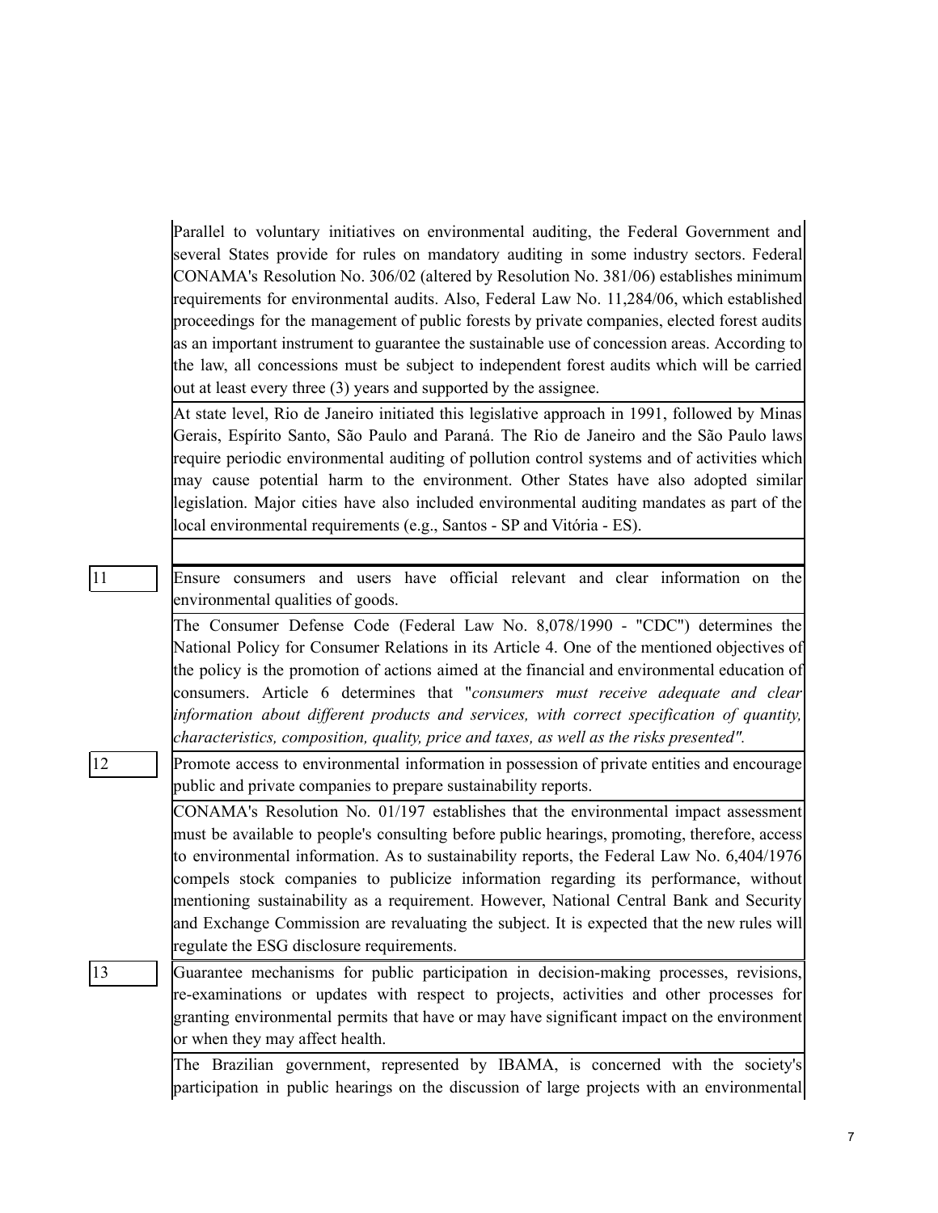| | |
|---|---|
| | Parallel to voluntary initiatives on environmental auditing, the Federal Government and several States provide for rules on mandatory auditing in some industry sectors. Federal CONAMA's Resolution No. 306/02 (altered by Resolution No. 381/06) establishes minimum requirements for environmental audits. Also, Federal Law No. 11,284/06, which established proceedings for the management of public forests by private companies, elected forest audits as an important instrument to guarantee the sustainable use of concession areas. According to the law, all concessions must be subject to independent forest audits which will be carried out at least every three (3) years and supported by the assignee. |
| | At state level, Rio de Janeiro initiated this legislative approach in 1991, followed by Minas Gerais, Espírito Santo, São Paulo and Paraná. The Rio de Janeiro and the São Paulo laws require periodic environmental auditing of pollution control systems and of activities which may cause potential harm to the environment. Other States have also adopted similar legislation. Major cities have also included environmental auditing mandates as part of the local environmental requirements (e.g., Santos - SP and Vitória - ES). |
| | |
| 11 | Ensure consumers and users have official relevant and clear information on the environmental qualities of goods. |
| | The Consumer Defense Code (Federal Law No. 8,078/1990 - "CDC") determines the National Policy for Consumer Relations in its Article 4. One of the mentioned objectives of the policy is the promotion of actions aimed at the financial and environmental education of consumers. Article 6 determines that "*consumers must receive adequate and clear information about different products and services, with correct specification of quantity, characteristics, composition, quality, price and taxes, as well as the risks presented".* |
| 12 | Promote access to environmental information in possession of private entities and encourage public and private companies to prepare sustainability reports. |
| | CONAMA's Resolution No. 01/197 establishes that the environmental impact assessment must be available to people's consulting before public hearings, promoting, therefore, access to environmental information. As to sustainability reports, the Federal Law No. 6,404/1976 compels stock companies to publicize information regarding its performance, without mentioning sustainability as a requirement. However, National Central Bank and Security and Exchange Commission are revaluating the subject. It is expected that the new rules will regulate the ESG disclosure requirements. |
| 13 | Guarantee mechanisms for public participation in decision-making processes, revisions, re-examinations or updates with respect to projects, activities and other processes for granting environmental permits that have or may have significant impact on the environment or when they may affect health. |
| | The Brazilian government, represented by IBAMA, is concerned with the society's participation in public hearings on the discussion of large projects with an environmental |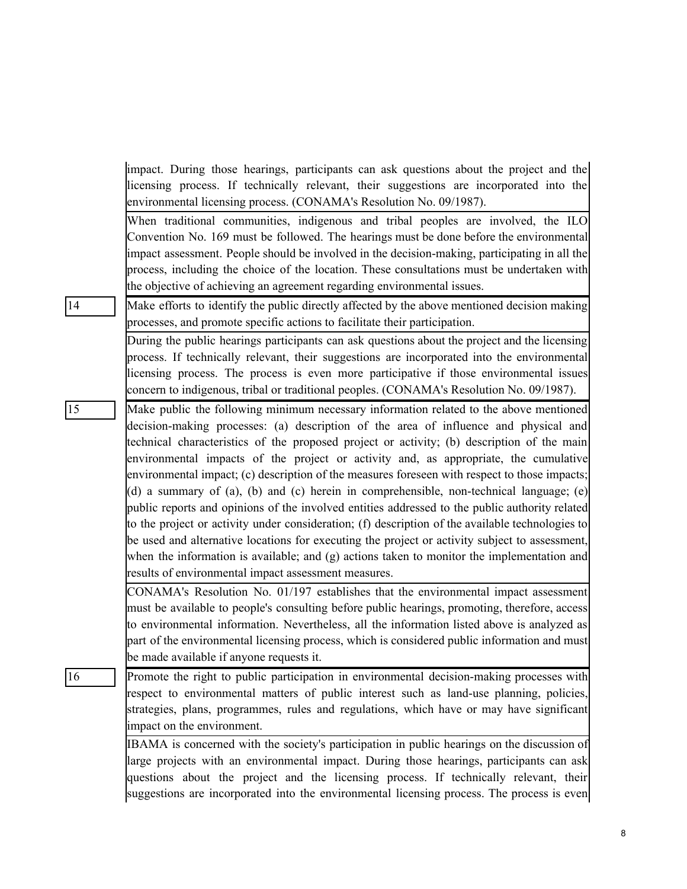| | |
|---|---|
| | impact. During those hearings, participants can ask questions about the project and the licensing process. If technically relevant, their suggestions are incorporated into the environmental licensing process. (CONAMA's Resolution No. 09/1987). |
| | When traditional communities, indigenous and tribal peoples are involved, the ILO Convention No. 169 must be followed. The hearings must be done before the environmental impact assessment. People should be involved in the decision-making, participating in all the process, including the choice of the location. These consultations must be undertaken with the objective of achieving an agreement regarding environmental issues. |
| 14 | Make efforts to identify the public directly affected by the above mentioned decision making processes, and promote specific actions to facilitate their participation. |
| | During the public hearings participants can ask questions about the project and the licensing process. If technically relevant, their suggestions are incorporated into the environmental licensing process. The process is even more participative if those environmental issues concern to indigenous, tribal or traditional peoples. (CONAMA's Resolution No. 09/1987). |
| 15 | Make public the following minimum necessary information related to the above mentioned decision-making processes: (a) description of the area of influence and physical and technical characteristics of the proposed project or activity; (b) description of the main environmental impacts of the project or activity and, as appropriate, the cumulative environmental impact; (c) description of the measures foreseen with respect to those impacts; (d) a summary of (a), (b) and (c) herein in comprehensible, non-technical language; (e) public reports and opinions of the involved entities addressed to the public authority related to the project or activity under consideration; (f) description of the available technologies to be used and alternative locations for executing the project or activity subject to assessment, when the information is available; and (g) actions taken to monitor the implementation and results of environmental impact assessment measures. |
| | CONAMA's Resolution No. 01/197 establishes that the environmental impact assessment must be available to people's consulting before public hearings, promoting, therefore, access to environmental information. Nevertheless, all the information listed above is analyzed as part of the environmental licensing process, which is considered public information and must be made available if anyone requests it. |
| 16 | Promote the right to public participation in environmental decision-making processes with respect to environmental matters of public interest such as land-use planning, policies, strategies, plans, programmes, rules and regulations, which have or may have significant impact on the environment. |
| | IBAMA is concerned with the society's participation in public hearings on the discussion of large projects with an environmental impact. During those hearings, participants can ask questions about the project and the licensing process. If technically relevant, their suggestions are incorporated into the environmental licensing process. The process is even |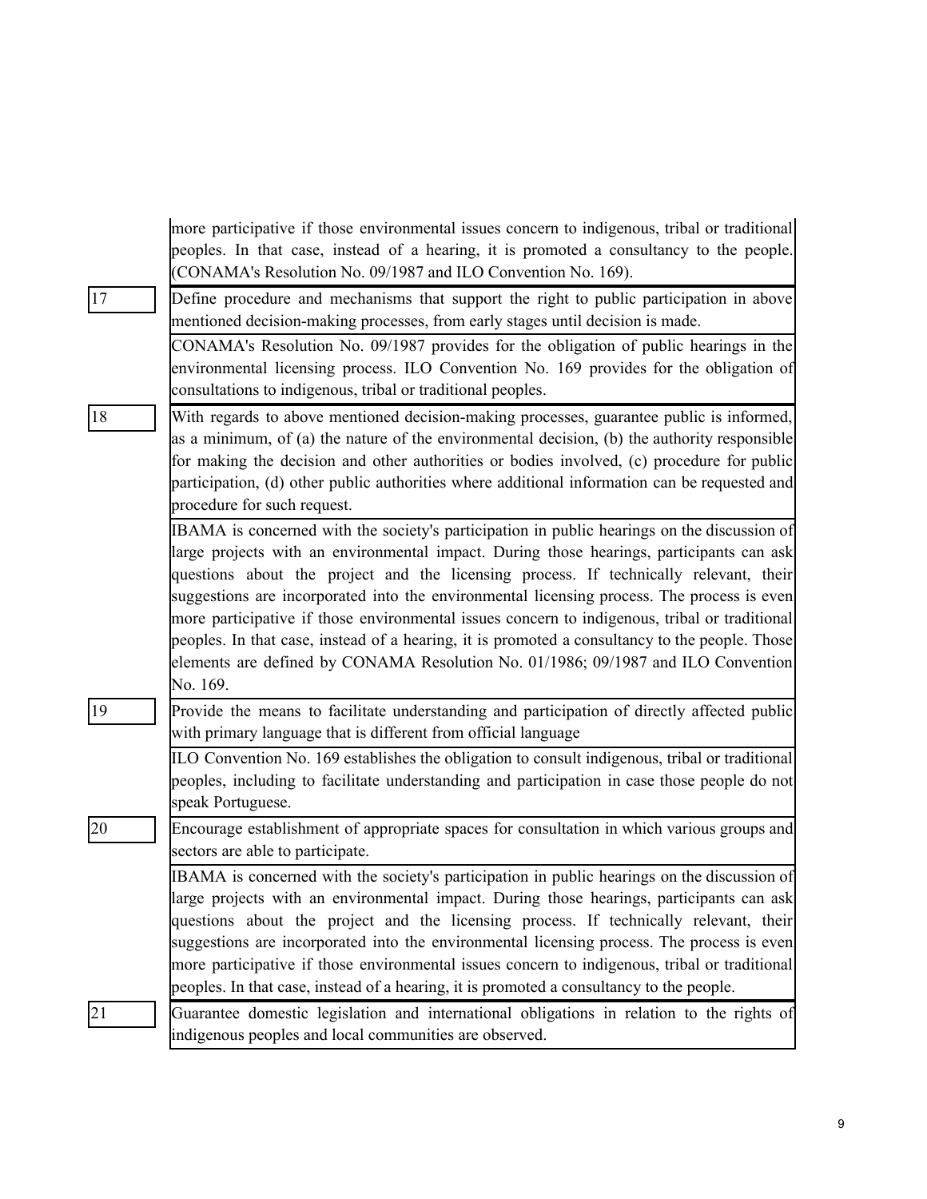| | |
|---|---|
| | more participative if those environmental issues concern to indigenous, tribal or traditional peoples. In that case, instead of a hearing, it is promoted a consultancy to the people. (CONAMA's Resolution No. 09/1987 and ILO Convention No. 169). |
| 17 | Define procedure and mechanisms that support the right to public participation in above mentioned decision-making processes, from early stages until decision is made. |
| | CONAMA's Resolution No. 09/1987 provides for the obligation of public hearings in the environmental licensing process. ILO Convention No. 169 provides for the obligation of consultations to indigenous, tribal or traditional peoples. |
| 18 | With regards to above mentioned decision-making processes, guarantee public is informed, as a minimum, of (a) the nature of the environmental decision, (b) the authority responsible for making the decision and other authorities or bodies involved, (c) procedure for public participation, (d) other public authorities where additional information can be requested and procedure for such request. |
| | IBAMA is concerned with the society's participation in public hearings on the discussion of large projects with an environmental impact. During those hearings, participants can ask questions about the project and the licensing process. If technically relevant, their suggestions are incorporated into the environmental licensing process. The process is even more participative if those environmental issues concern to indigenous, tribal or traditional peoples. In that case, instead of a hearing, it is promoted a consultancy to the people. Those elements are defined by CONAMA Resolution No. 01/1986; 09/1987 and ILO Convention No. 169. |
| 19 | Provide the means to facilitate understanding and participation of directly affected public with primary language that is different from official language |
| | ILO Convention No. 169 establishes the obligation to consult indigenous, tribal or traditional peoples, including to facilitate understanding and participation in case those people do not speak Portuguese. |
| 20 | Encourage establishment of appropriate spaces for consultation in which various groups and sectors are able to participate. |
| | IBAMA is concerned with the society's participation in public hearings on the discussion of large projects with an environmental impact. During those hearings, participants can ask questions about the project and the licensing process. If technically relevant, their suggestions are incorporated into the environmental licensing process. The process is even more participative if those environmental issues concern to indigenous, tribal or traditional peoples. In that case, instead of a hearing, it is promoted a consultancy to the people. |
| 21 | Guarantee domestic legislation and international obligations in relation to the rights of indigenous peoples and local communities are observed. |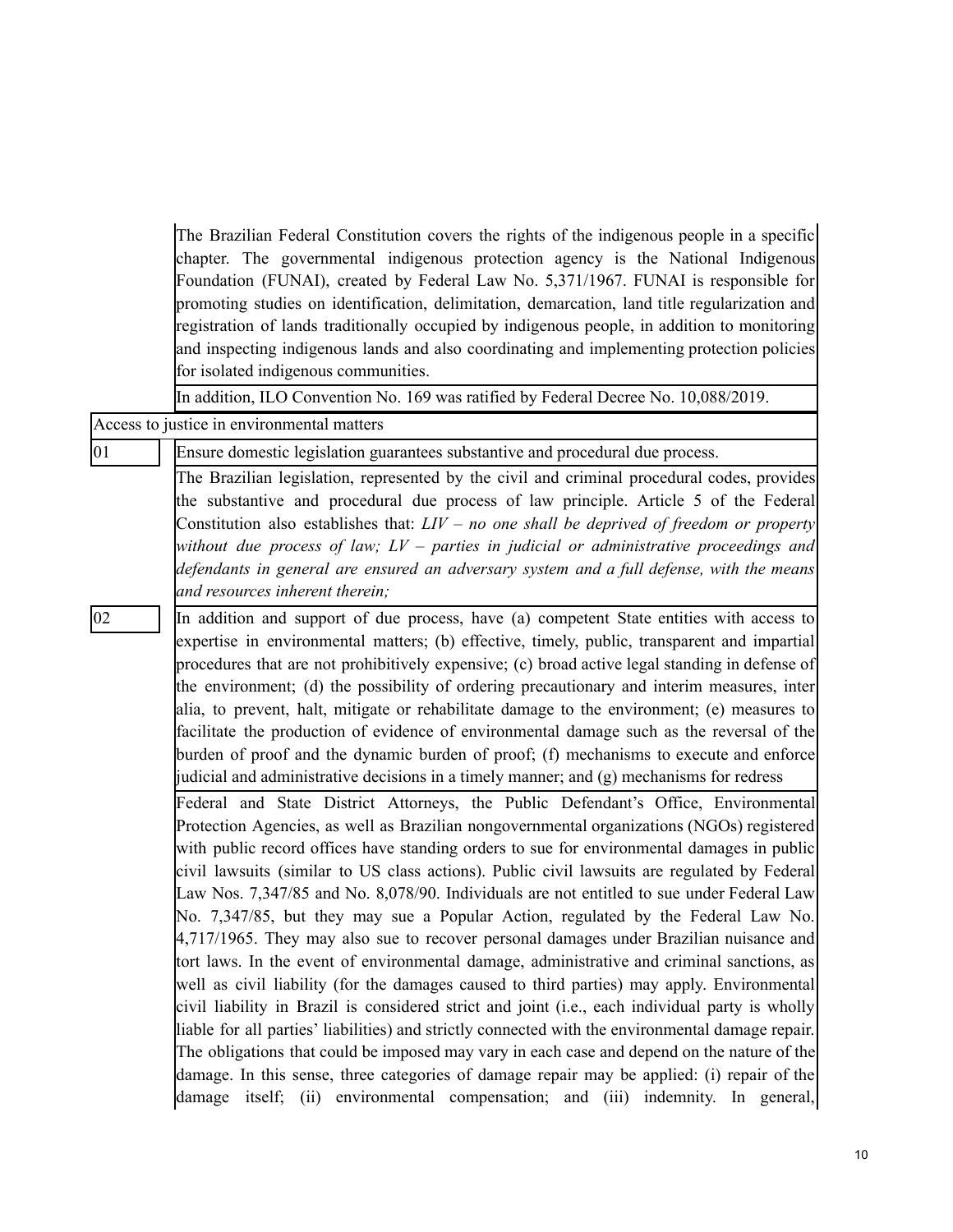| | |
|---|---|
| | The Brazilian Federal Constitution covers the rights of the indigenous people in a specific chapter. The governmental indigenous protection agency is the National Indigenous Foundation (FUNAI), created by Federal Law No. 5,371/1967. FUNAI is responsible for promoting studies on identification, delimitation, demarcation, land title regularization and registration of lands traditionally occupied by indigenous people, in addition to monitoring and inspecting indigenous lands and also coordinating and implementing protection policies for isolated indigenous communities. |
| | In addition, ILO Convention No. 169 was ratified by Federal Decree No. 10,088/2019. |
| Access to justice in environmental matters | |
| 01 | Ensure domestic legislation guarantees substantive and procedural due process. |
| | The Brazilian legislation, represented by the civil and criminal procedural codes, provides the substantive and procedural due process of law principle. Article 5 of the Federal Constitution also establishes that: *LIV – no one shall be deprived of freedom or property without due process of law; LV – parties in judicial or administrative proceedings and defendants in general are ensured an adversary system and a full defense, with the means and resources inherent therein;* |
| 02 | In addition and support of due process, have (a) competent State entities with access to expertise in environmental matters; (b) effective, timely, public, transparent and impartial procedures that are not prohibitively expensive; (c) broad active legal standing in defense of the environment; (d) the possibility of ordering precautionary and interim measures, inter alia, to prevent, halt, mitigate or rehabilitate damage to the environment; (e) measures to facilitate the production of evidence of environmental damage such as the reversal of the burden of proof and the dynamic burden of proof; (f) mechanisms to execute and enforce judicial and administrative decisions in a timely manner; and (g) mechanisms for redress |
| | Federal and State District Attorneys, the Public Defendant's Office, Environmental Protection Agencies, as well as Brazilian nongovernmental organizations (NGOs) registered with public record offices have standing orders to sue for environmental damages in public civil lawsuits (similar to US class actions). Public civil lawsuits are regulated by Federal Law Nos. 7,347/85 and No. 8,078/90. Individuals are not entitled to sue under Federal Law No. 7,347/85, but they may sue a Popular Action, regulated by the Federal Law No. 4,717/1965. They may also sue to recover personal damages under Brazilian nuisance and tort laws. In the event of environmental damage, administrative and criminal sanctions, as well as civil liability (for the damages caused to third parties) may apply. Environmental civil liability in Brazil is considered strict and joint (i.e., each individual party is wholly liable for all parties' liabilities) and strictly connected with the environmental damage repair. The obligations that could be imposed may vary in each case and depend on the nature of the damage. In this sense, three categories of damage repair may be applied: (i) repair of the damage itself; (ii) environmental compensation; and (iii) indemnity. In general, |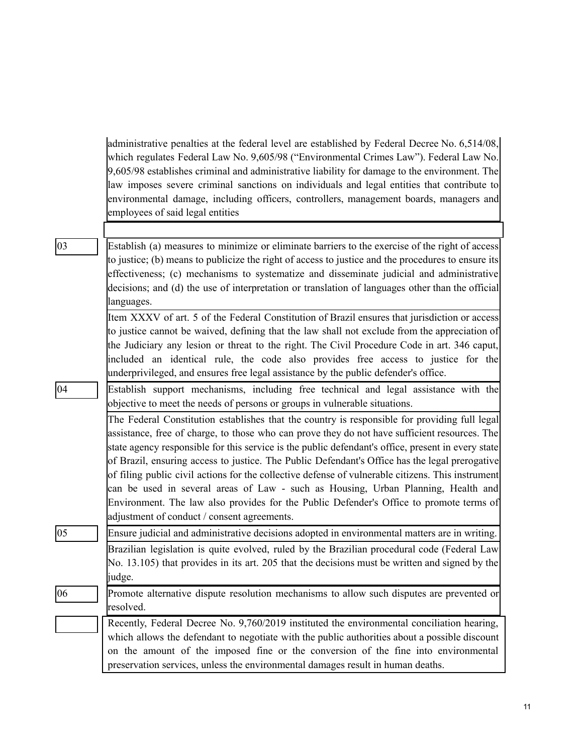| | |
|---|---|
| | administrative penalties at the federal level are established by Federal Decree No. 6,514/08, which regulates Federal Law No. 9,605/98 ("Environmental Crimes Law"). Federal Law No. 9,605/98 establishes criminal and administrative liability for damage to the environment. The law imposes severe criminal sanctions on individuals and legal entities that contribute to environmental damage, including officers, controllers, management boards, managers and employees of said legal entities |
| | |
| 03 | Establish (a) measures to minimize or eliminate barriers to the exercise of the right of access to justice; (b) means to publicize the right of access to justice and the procedures to ensure its effectiveness; (c) mechanisms to systematize and disseminate judicial and administrative decisions; and (d) the use of interpretation or translation of languages other than the official languages. |
| | Item XXXV of art. 5 of the Federal Constitution of Brazil ensures that jurisdiction or access to justice cannot be waived, defining that the law shall not exclude from the appreciation of the Judiciary any lesion or threat to the right. The Civil Procedure Code in art. 346 caput, included an identical rule, the code also provides free access to justice for the underprivileged, and ensures free legal assistance by the public defender's office. |
| 04 | Establish support mechanisms, including free technical and legal assistance with the objective to meet the needs of persons or groups in vulnerable situations. |
| | The Federal Constitution establishes that the country is responsible for providing full legal assistance, free of charge, to those who can prove they do not have sufficient resources. The state agency responsible for this service is the public defendant's office, present in every state of Brazil, ensuring access to justice. The Public Defendant's Office has the legal prerogative of filing public civil actions for the collective defense of vulnerable citizens. This instrument can be used in several areas of Law - such as Housing, Urban Planning, Health and Environment. The law also provides for the Public Defender's Office to promote terms of adjustment of conduct / consent agreements. |
| 05 | Ensure judicial and administrative decisions adopted in environmental matters are in writing. |
| | Brazilian legislation is quite evolved, ruled by the Brazilian procedural code (Federal Law No. 13.105) that provides in its art. 205 that the decisions must be written and signed by the judge. |
| 06 | Promote alternative dispute resolution mechanisms to allow such disputes are prevented or resolved. |
| | Recently, Federal Decree No. 9,760/2019 instituted the environmental conciliation hearing, which allows the defendant to negotiate with the public authorities about a possible discount on the amount of the imposed fine or the conversion of the fine into environmental preservation services, unless the environmental damages result in human deaths. |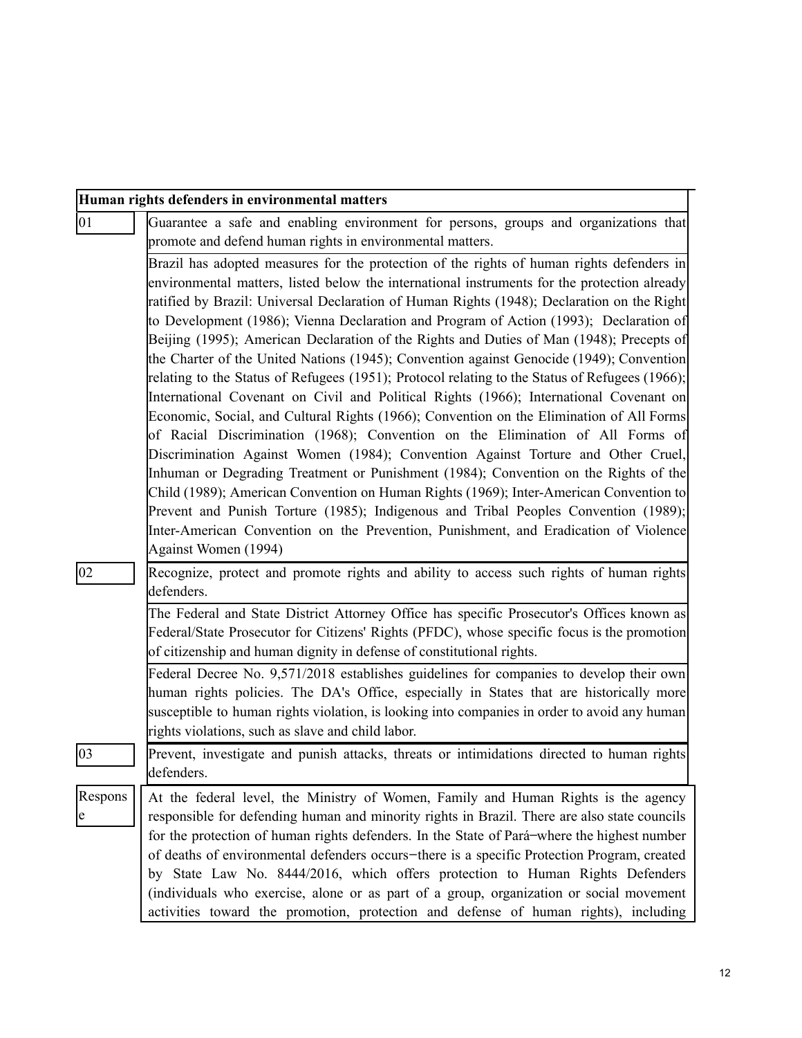| Human rights defenders in environmental matters | |
|---|---|
| 01 | Guarantee a safe and enabling environment for persons, groups and organizations that promote and defend human rights in environmental matters. |
| | Brazil has adopted measures for the protection of the rights of human rights defenders in environmental matters, listed below the international instruments for the protection already ratified by Brazil: Universal Declaration of Human Rights (1948); Declaration on the Right to Development (1986); Vienna Declaration and Program of Action (1993); Declaration of Beijing (1995); American Declaration of the Rights and Duties of Man (1948); Precepts of the Charter of the United Nations (1945); Convention against Genocide (1949); Convention relating to the Status of Refugees (1951); Protocol relating to the Status of Refugees (1966); International Covenant on Civil and Political Rights (1966); International Covenant on Economic, Social, and Cultural Rights (1966); Convention on the Elimination of All Forms of Racial Discrimination (1968); Convention on the Elimination of All Forms of Discrimination Against Women (1984); Convention Against Torture and Other Cruel, Inhuman or Degrading Treatment or Punishment (1984); Convention on the Rights of the Child (1989); American Convention on Human Rights (1969); Inter-American Convention to Prevent and Punish Torture (1985); Indigenous and Tribal Peoples Convention (1989); Inter-American Convention on the Prevention, Punishment, and Eradication of Violence Against Women (1994) |
| 02 | Recognize, protect and promote rights and ability to access such rights of human rights defenders. |
| | The Federal and State District Attorney Office has specific Prosecutor's Offices known as Federal/State Prosecutor for Citizens' Rights (PFDC), whose specific focus is the promotion of citizenship and human dignity in defense of constitutional rights. |
| | Federal Decree No. 9,571/2018 establishes guidelines for companies to develop their own human rights policies. The DA's Office, especially in States that are historically more susceptible to human rights violation, is looking into companies in order to avoid any human rights violations, such as slave and child labor. |
| 03 | Prevent, investigate and punish attacks, threats or intimidations directed to human rights defenders. |
| Response | At the federal level, the Ministry of Women, Family and Human Rights is the agency responsible for defending human and minority rights in Brazil. There are also state councils for the protection of human rights defenders. In the State of Pará–where the highest number of deaths of environmental defenders occurs–there is a specific Protection Program, created by State Law No. 8444/2016, which offers protection to Human Rights Defenders (individuals who exercise, alone or as part of a group, organization or social movement activities toward the promotion, protection and defense of human rights), including |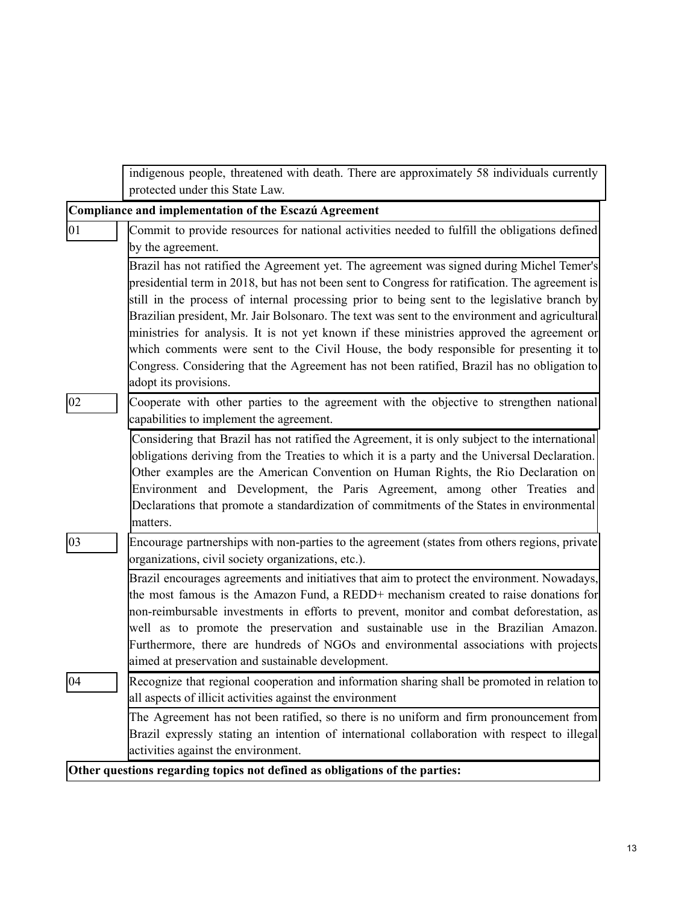| | |
|---|---|
| | indigenous people, threatened with death. There are approximately 58 individuals currently protected under this State Law. |
| **Compliance and implementation of the Escazú Agreement** | |
| 01 | Commit to provide resources for national activities needed to fulfill the obligations defined by the agreement. |
| | Brazil has not ratified the Agreement yet. The agreement was signed during Michel Temer's presidential term in 2018, but has not been sent to Congress for ratification. The agreement is still in the process of internal processing prior to being sent to the legislative branch by Brazilian president, Mr. Jair Bolsonaro. The text was sent to the environment and agricultural ministries for analysis. It is not yet known if these ministries approved the agreement or which comments were sent to the Civil House, the body responsible for presenting it to Congress. Considering that the Agreement has not been ratified, Brazil has no obligation to adopt its provisions. |
| 02 | Cooperate with other parties to the agreement with the objective to strengthen national capabilities to implement the agreement. |
| | Considering that Brazil has not ratified the Agreement, it is only subject to the international obligations deriving from the Treaties to which it is a party and the Universal Declaration. Other examples are the American Convention on Human Rights, the Rio Declaration on Environment and Development, the Paris Agreement, among other Treaties and Declarations that promote a standardization of commitments of the States in environmental matters. |
| 03 | Encourage partnerships with non-parties to the agreement (states from others regions, private organizations, civil society organizations, etc.). |
| | Brazil encourages agreements and initiatives that aim to protect the environment. Nowadays, the most famous is the Amazon Fund, a REDD+ mechanism created to raise donations for non-reimbursable investments in efforts to prevent, monitor and combat deforestation, as well as to promote the preservation and sustainable use in the Brazilian Amazon. Furthermore, there are hundreds of NGOs and environmental associations with projects aimed at preservation and sustainable development. |
| 04 | Recognize that regional cooperation and information sharing shall be promoted in relation to all aspects of illicit activities against the environment |
| | The Agreement has not been ratified, so there is no uniform and firm pronouncement from Brazil expressly stating an intention of international collaboration with respect to illegal activities against the environment. |
| **Other questions regarding topics not defined as obligations of the parties:** | |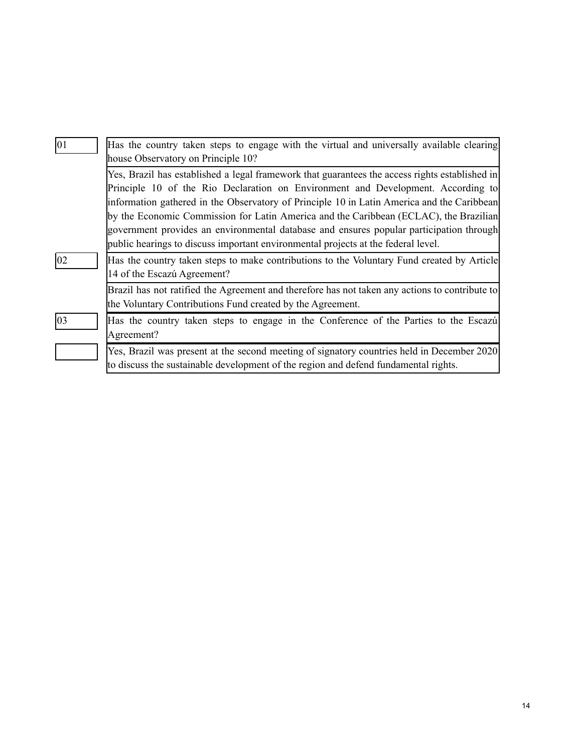| | |
|---|---|
| 01 | Has the country taken steps to engage with the virtual and universally available clearing house Observatory on Principle 10? |
| | Yes, Brazil has established a legal framework that guarantees the access rights established in Principle 10 of the Rio Declaration on Environment and Development. According to information gathered in the Observatory of Principle 10 in Latin America and the Caribbean by the Economic Commission for Latin America and the Caribbean (ECLAC), the Brazilian government provides an environmental database and ensures popular participation through public hearings to discuss important environmental projects at the federal level. |
| 02 | Has the country taken steps to make contributions to the Voluntary Fund created by Article 14 of the Escazú Agreement? |
| | Brazil has not ratified the Agreement and therefore has not taken any actions to contribute to the Voluntary Contributions Fund created by the Agreement. |
| 03 | Has the country taken steps to engage in the Conference of the Parties to the Escazú Agreement? |
| | Yes, Brazil was present at the second meeting of signatory countries held in December 2020 to discuss the sustainable development of the region and defend fundamental rights. |